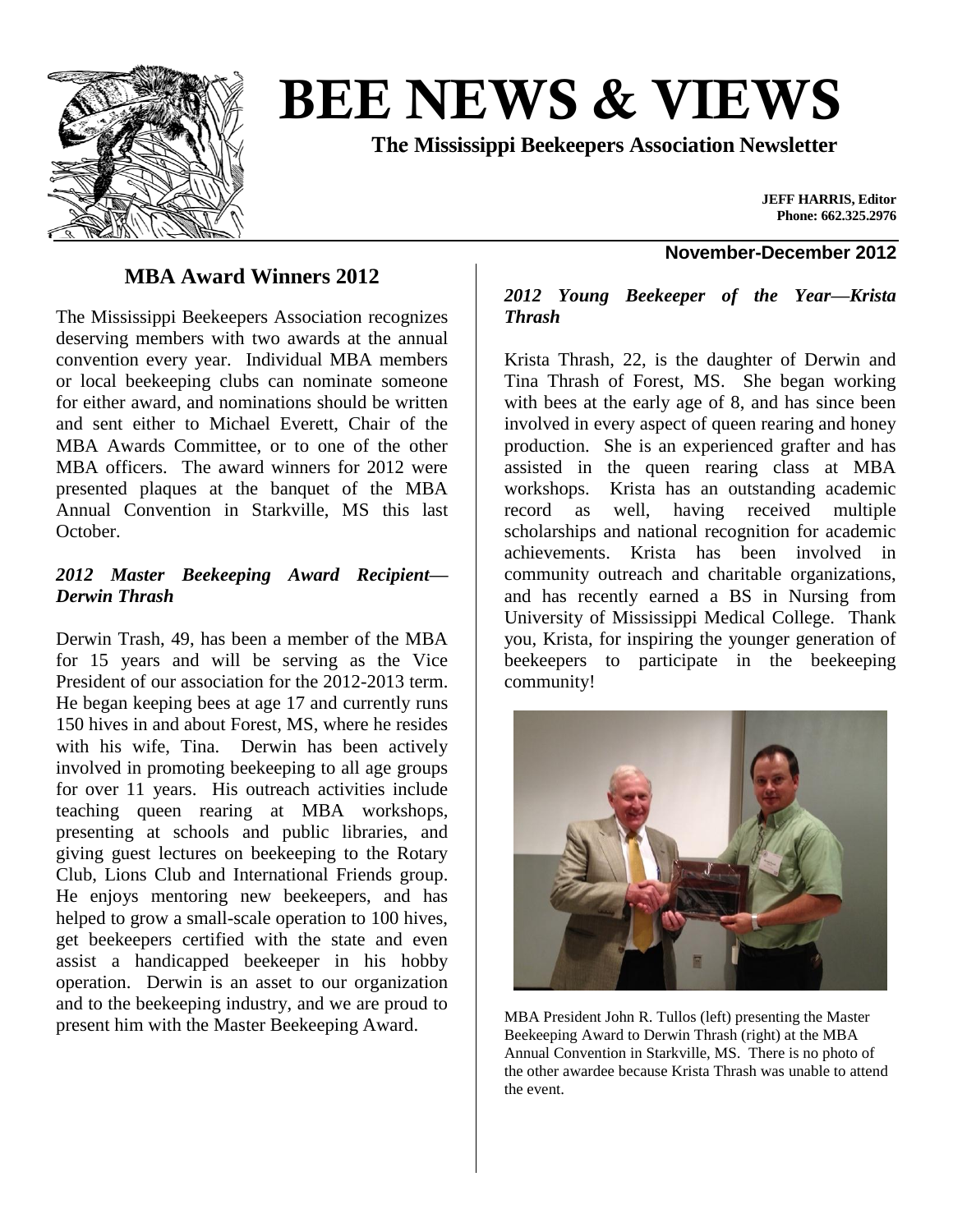# BEE NEWS & VIEWS

**The Mississippi Beekeepers Association Newsletter**

**JEFF HARRIS, Editor**
**Phone: 662.325.2976**

**November-December 2012**

## MBA Award Winners 2012

The Mississippi Beekeepers Association recognizes deserving members with two awards at the annual convention every year. Individual MBA members or local beekeeping clubs can nominate someone for either award, and nominations should be written and sent either to Michael Everett, Chair of the MBA Awards Committee, or to one of the other MBA officers. The award winners for 2012 were presented plaques at the banquet of the MBA Annual Convention in Starkville, MS this last October.

### *2012 Master Beekeeping Award Recipient—Derwin Thrash*

Derwin Trash, 49, has been a member of the MBA for 15 years and will be serving as the Vice President of our association for the 2012-2013 term. He began keeping bees at age 17 and currently runs 150 hives in and about Forest, MS, where he resides with his wife, Tina. Derwin has been actively involved in promoting beekeeping to all age groups for over 11 years. His outreach activities include teaching queen rearing at MBA workshops, presenting at schools and public libraries, and giving guest lectures on beekeeping to the Rotary Club, Lions Club and International Friends group. He enjoys mentoring new beekeepers, and has helped to grow a small-scale operation to 100 hives, get beekeepers certified with the state and even assist a handicapped beekeeper in his hobby operation. Derwin is an asset to our organization and to the beekeeping industry, and we are proud to present him with the Master Beekeeping Award.

### *2012 Young Beekeeper of the Year—Krista Thrash*

Krista Thrash, 22, is the daughter of Derwin and Tina Thrash of Forest, MS. She began working with bees at the early age of 8, and has since been involved in every aspect of queen rearing and honey production. She is an experienced grafter and has assisted in the queen rearing class at MBA workshops. Krista has an outstanding academic record as well, having received multiple scholarships and national recognition for academic achievements. Krista has been involved in community outreach and charitable organizations, and has recently earned a BS in Nursing from University of Mississippi Medical College. Thank you, Krista, for inspiring the younger generation of beekeepers to participate in the beekeeping community!

MBA President John R. Tullos (left) presenting the Master Beekeeping Award to Derwin Thrash (right) at the MBA Annual Convention in Starkville, MS. There is no photo of the other awardee because Krista Thrash was unable to attend the event.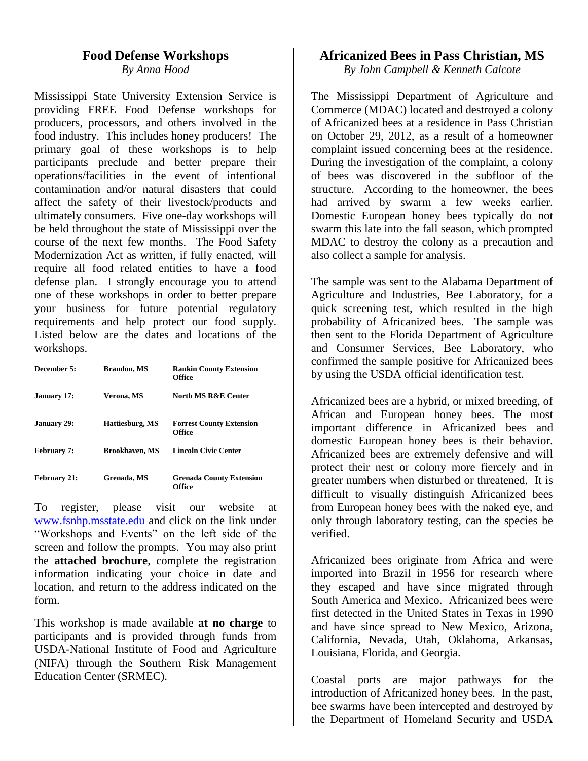## Food Defense Workshops

*By Anna Hood*

Mississippi State University Extension Service is providing FREE Food Defense workshops for producers, processors, and others involved in the food industry. This includes honey producers! The primary goal of these workshops is to help participants preclude and better prepare their operations/facilities in the event of intentional contamination and/or natural disasters that could affect the safety of their livestock/products and ultimately consumers. Five one-day workshops will be held throughout the state of Mississippi over the course of the next few months. The Food Safety Modernization Act as written, if fully enacted, will require all food related entities to have a food defense plan. I strongly encourage you to attend one of these workshops in order to better prepare your business for future potential regulatory requirements and help protect our food supply. Listed below are the dates and locations of the workshops.

| | | |
|---|---|---|
| **December 5:** | **Brandon, MS** | **Rankin County Extension Office** |
| **January 17:** | **Verona, MS** | **North MS R&E Center** |
| **January 29:** | **Hattiesburg, MS** | **Forrest County Extension Office** |
| **February 7:** | **Brookhaven, MS** | **Lincoln Civic Center** |
| **February 21:** | **Grenada, MS** | **Grenada County Extension Office** |

To register, please visit our website at www.fsnhp.msstate.edu and click on the link under "Workshops and Events" on the left side of the screen and follow the prompts. You may also print the **attached brochure**, complete the registration information indicating your choice in date and location, and return to the address indicated on the form.

This workshop is made available **at no charge** to participants and is provided through funds from USDA-National Institute of Food and Agriculture (NIFA) through the Southern Risk Management Education Center (SRMEC).

## Africanized Bees in Pass Christian, MS

*By John Campbell & Kenneth Calcote*

The Mississippi Department of Agriculture and Commerce (MDAC) located and destroyed a colony of Africanized bees at a residence in Pass Christian on October 29, 2012, as a result of a homeowner complaint issued concerning bees at the residence. During the investigation of the complaint, a colony of bees was discovered in the subfloor of the structure. According to the homeowner, the bees had arrived by swarm a few weeks earlier. Domestic European honey bees typically do not swarm this late into the fall season, which prompted MDAC to destroy the colony as a precaution and also collect a sample for analysis.

The sample was sent to the Alabama Department of Agriculture and Industries, Bee Laboratory, for a quick screening test, which resulted in the high probability of Africanized bees. The sample was then sent to the Florida Department of Agriculture and Consumer Services, Bee Laboratory, who confirmed the sample positive for Africanized bees by using the USDA official identification test.

Africanized bees are a hybrid, or mixed breeding, of African and European honey bees. The most important difference in Africanized bees and domestic European honey bees is their behavior. Africanized bees are extremely defensive and will protect their nest or colony more fiercely and in greater numbers when disturbed or threatened. It is difficult to visually distinguish Africanized bees from European honey bees with the naked eye, and only through laboratory testing, can the species be verified.

Africanized bees originate from Africa and were imported into Brazil in 1956 for research where they escaped and have since migrated through South America and Mexico. Africanized bees were first detected in the United States in Texas in 1990 and have since spread to New Mexico, Arizona, California, Nevada, Utah, Oklahoma, Arkansas, Louisiana, Florida, and Georgia.

Coastal ports are major pathways for the introduction of Africanized honey bees. In the past, bee swarms have been intercepted and destroyed by the Department of Homeland Security and USDA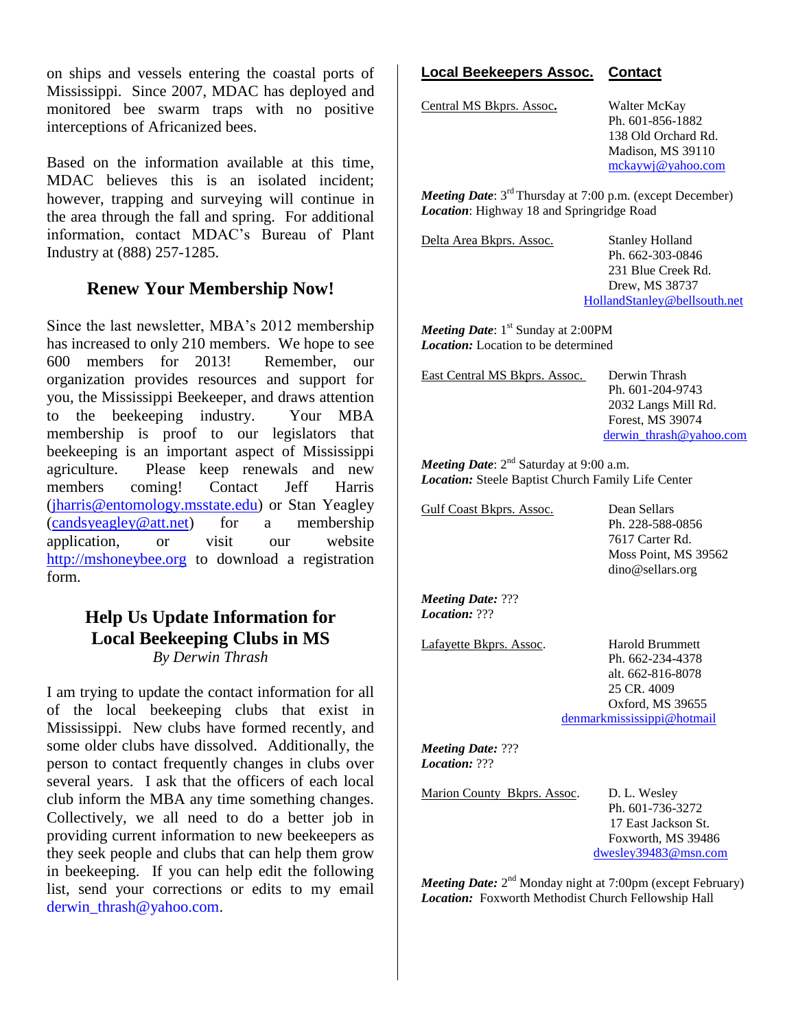on ships and vessels entering the coastal ports of Mississippi. Since 2007, MDAC has deployed and monitored bee swarm traps with no positive interceptions of Africanized bees.

Based on the information available at this time, MDAC believes this is an isolated incident; however, trapping and surveying will continue in the area through the fall and spring. For additional information, contact MDAC's Bureau of Plant Industry at (888) 257-1285.

## Renew Your Membership Now!

Since the last newsletter, MBA's 2012 membership has increased to only 210 members. We hope to see 600 members for 2013! Remember, our organization provides resources and support for you, the Mississippi Beekeeper, and draws attention to the beekeeping industry. Your MBA membership is proof to our legislators that beekeeping is an important aspect of Mississippi agriculture. Please keep renewals and new members coming! Contact Jeff Harris (jharris@entomology.msstate.edu) or Stan Yeagley (candsyeagley@att.net) for a membership application, or visit our website http://mshoneybee.org to download a registration form.

## Help Us Update Information for Local Beekeeping Clubs in MS

*By Derwin Thrash*

I am trying to update the contact information for all of the local beekeeping clubs that exist in Mississippi. New clubs have formed recently, and some older clubs have dissolved. Additionally, the person to contact frequently changes in clubs over several years. I ask that the officers of each local club inform the MBA any time something changes. Collectively, we all need to do a better job in providing current information to new beekeepers as they seek people and clubs that can help them grow in beekeeping. If you can help edit the following list, send your corrections or edits to my email derwin_thrash@yahoo.com.

| **Local Beekeepers Assoc.** | **Contact** |
|---|---|
| Central MS Bkprs. Assoc. | Walter McKay<br>Ph. 601-856-1882<br>138 Old Orchard Rd.<br>Madison, MS 39110<br>mckaywj@yahoo.com |

***Meeting Date***: 3rd Thursday at 7:00 p.m. (except December)
***Location***: Highway 18 and Springridge Road

| | |
|---|---|
| Delta Area Bkprs. Assoc. | Stanley Holland<br>Ph. 662-303-0846<br>231 Blue Creek Rd.<br>Drew, MS 38737<br>HollandStanley@bellsouth.net |

***Meeting Date***: 1st Sunday at 2:00PM
***Location:*** Location to be determined

| | |
|---|---|
| East Central MS Bkprs. Assoc. | Derwin Thrash<br>Ph. 601-204-9743<br>2032 Langs Mill Rd.<br>Forest, MS 39074<br>derwin_thrash@yahoo.com |

***Meeting Date***: 2nd Saturday at 9:00 a.m.
***Location:*** Steele Baptist Church Family Life Center

| | |
|---|---|
| Gulf Coast Bkprs. Assoc. | Dean Sellars<br>Ph. 228-588-0856<br>7617 Carter Rd.<br>Moss Point, MS 39562<br>dino@sellars.org |

***Meeting Date:*** ???
***Location:*** ???

| | |
|---|---|
| Lafayette Bkprs. Assoc. | Harold Brummett<br>Ph. 662-234-4378<br>alt. 662-816-8078<br>25 CR. 4009<br>Oxford, MS 39655<br>denmarkmississippi@hotmail |

***Meeting Date:*** ???
***Location:*** ???

| | |
|---|---|
| Marion County Bkprs. Assoc. | D. L. Wesley<br>Ph. 601-736-3272<br>17 East Jackson St.<br>Foxworth, MS 39486<br>dwesley39483@msn.com |

***Meeting Date:*** 2nd Monday night at 7:00pm (except February)
***Location:*** Foxworth Methodist Church Fellowship Hall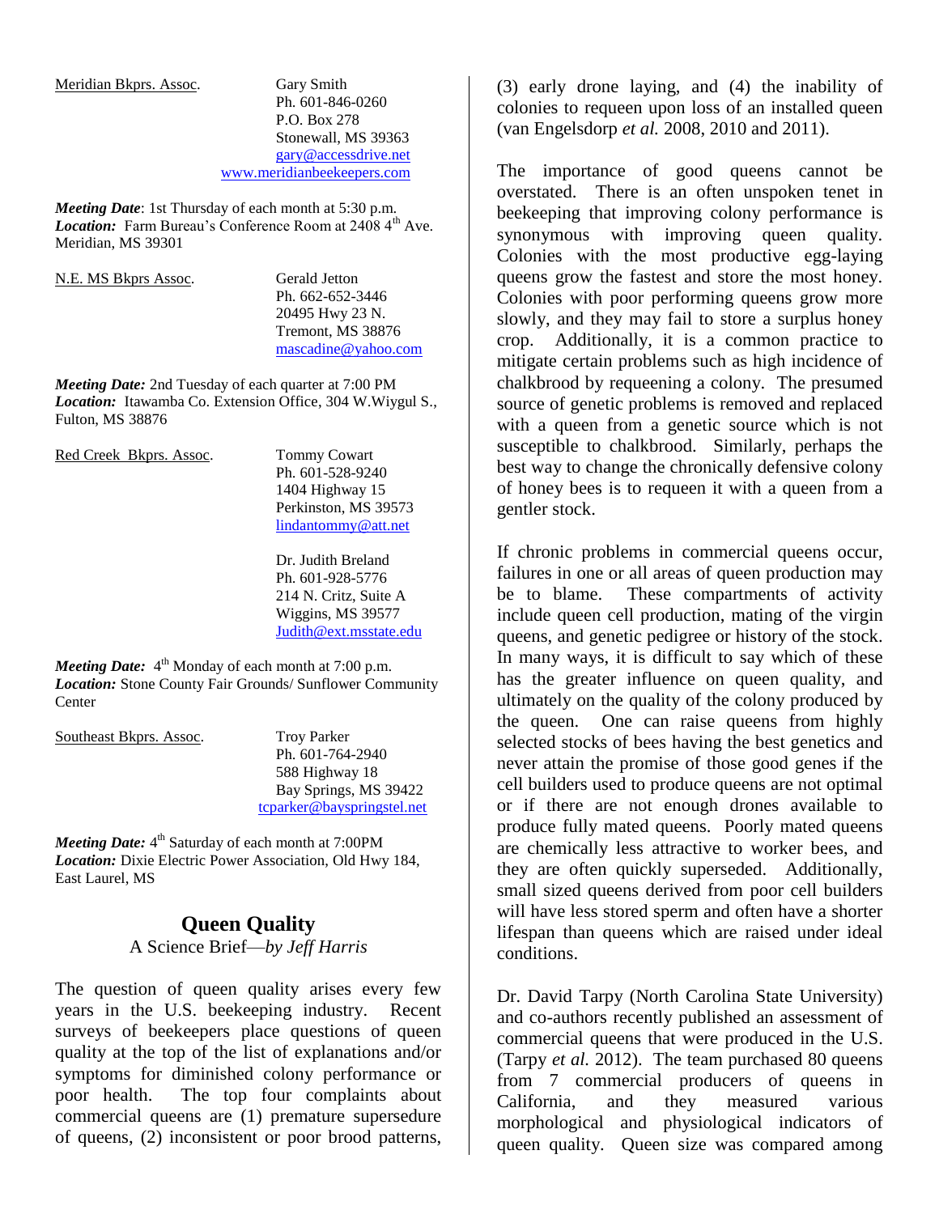Meridian Bkprs. Assoc.

Gary Smith
Ph. 601-846-0260
P.O. Box 278
Stonewall, MS 39363
gary@accessdrive.net
www.meridianbeekeepers.com

***Meeting Date***: 1st Thursday of each month at 5:30 p.m.
***Location:*** Farm Bureau's Conference Room at 2408 4th Ave. Meridian, MS 39301

N.E. MS Bkprs Assoc.

Gerald Jetton
Ph. 662-652-3446
20495 Hwy 23 N.
Tremont, MS 38876
mascadine@yahoo.com

***Meeting Date:*** 2nd Tuesday of each quarter at 7:00 PM
***Location:*** Itawamba Co. Extension Office, 304 W.Wigyul S., Fulton, MS 38876

Red Creek Bkprs. Assoc.

Tommy Cowart
Ph. 601-528-9240
1404 Highway 15
Perkinston, MS 39573
lindantommy@att.net

Dr. Judith Breland
Ph. 601-928-5776
214 N. Critz, Suite A
Wiggins, MS 39577
Judith@ext.msstate.edu

***Meeting Date:*** 4th Monday of each month at 7:00 p.m.
***Location:*** Stone County Fair Grounds/ Sunflower Community Center

Southeast Bkprs. Assoc.

Troy Parker
Ph. 601-764-2940
588 Highway 18
Bay Springs, MS 39422
tcparker@bayspringstel.net

***Meeting Date:*** 4th Saturday of each month at 7:00PM
***Location:*** Dixie Electric Power Association, Old Hwy 184, East Laurel, MS

## Queen Quality

A Science Brief—*by Jeff Harris*

The question of queen quality arises every few years in the U.S. beekeeping industry. Recent surveys of beekeepers place questions of queen quality at the top of the list of explanations and/or symptoms for diminished colony performance or poor health. The top four complaints about commercial queens are (1) premature supersedure of queens, (2) inconsistent or poor brood patterns, (3) early drone laying, and (4) the inability of colonies to requeen upon loss of an installed queen (van Engelsdorp *et al.* 2008, 2010 and 2011).

The importance of good queens cannot be overstated. There is an often unspoken tenet in beekeeping that improving colony performance is synonymous with improving queen quality. Colonies with the most productive egg-laying queens grow the fastest and store the most honey. Colonies with poor performing queens grow more slowly, and they may fail to store a surplus honey crop. Additionally, it is a common practice to mitigate certain problems such as high incidence of chalkbrood by requeening a colony. The presumed source of genetic problems is removed and replaced with a queen from a genetic source which is not susceptible to chalkbrood. Similarly, perhaps the best way to change the chronically defensive colony of honey bees is to requeen it with a queen from a gentler stock.

If chronic problems in commercial queens occur, failures in one or all areas of queen production may be to blame. These compartments of activity include queen cell production, mating of the virgin queens, and genetic pedigree or history of the stock. In many ways, it is difficult to say which of these has the greater influence on queen quality, and ultimately on the quality of the colony produced by the queen. One can raise queens from highly selected stocks of bees having the best genetics and never attain the promise of those good genes if the cell builders used to produce queens are not optimal or if there are not enough drones available to produce fully mated queens. Poorly mated queens are chemically less attractive to worker bees, and they are often quickly superseded. Additionally, small sized queens derived from poor cell builders will have less stored sperm and often have a shorter lifespan than queens which are raised under ideal conditions.

Dr. David Tarpy (North Carolina State University) and co-authors recently published an assessment of commercial queens that were produced in the U.S. (Tarpy *et al.* 2012). The team purchased 80 queens from 7 commercial producers of queens in California, and they measured various morphological and physiological indicators of queen quality. Queen size was compared among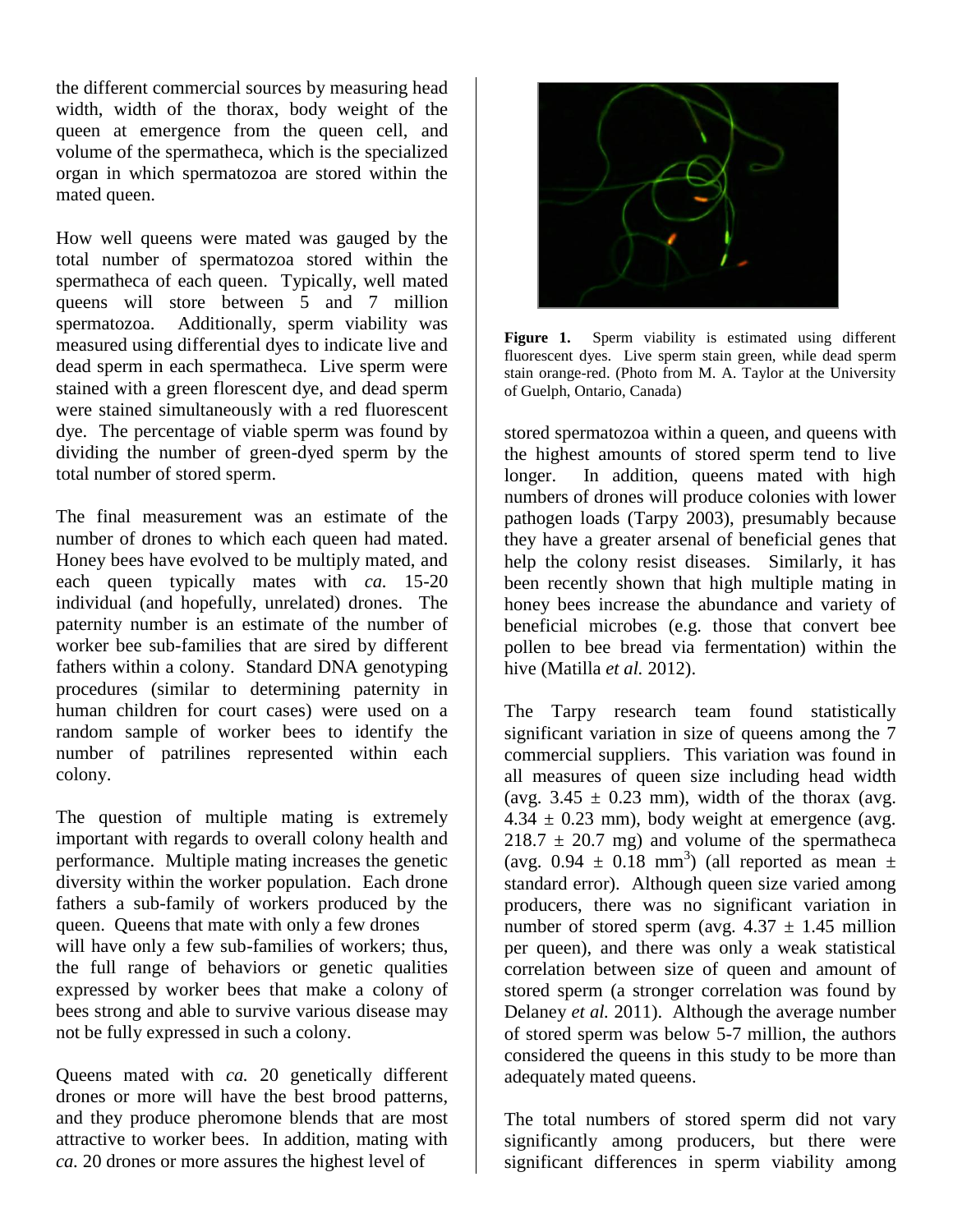the different commercial sources by measuring head width, width of the thorax, body weight of the queen at emergence from the queen cell, and volume of the spermatheca, which is the specialized organ in which spermatozoa are stored within the mated queen.

How well queens were mated was gauged by the total number of spermatozoa stored within the spermatheca of each queen. Typically, well mated queens will store between 5 and 7 million spermatozoa. Additionally, sperm viability was measured using differential dyes to indicate live and dead sperm in each spermatheca. Live sperm were stained with a green florescent dye, and dead sperm were stained simultaneously with a red fluorescent dye. The percentage of viable sperm was found by dividing the number of green-dyed sperm by the total number of stored sperm.

The final measurement was an estimate of the number of drones to which each queen had mated. Honey bees have evolved to be multiply mated, and each queen typically mates with *ca.* 15-20 individual (and hopefully, unrelated) drones. The paternity number is an estimate of the number of worker bee sub-families that are sired by different fathers within a colony. Standard DNA genotyping procedures (similar to determining paternity in human children for court cases) were used on a random sample of worker bees to identify the number of patrilines represented within each colony.

The question of multiple mating is extremely important with regards to overall colony health and performance. Multiple mating increases the genetic diversity within the worker population. Each drone fathers a sub-family of workers produced by the queen. Queens that mate with only a few drones will have only a few sub-families of workers; thus, the full range of behaviors or genetic qualities expressed by worker bees that make a colony of bees strong and able to survive various disease may not be fully expressed in such a colony.

Queens mated with *ca.* 20 genetically different drones or more will have the best brood patterns, and they produce pheromone blends that are most attractive to worker bees. In addition, mating with *ca.* 20 drones or more assures the highest level of stored spermatozoa within a queen, and queens with the highest amounts of stored sperm tend to live longer. In addition, queens mated with high numbers of drones will produce colonies with lower pathogen loads (Tarpy 2003), presumably because they have a greater arsenal of beneficial genes that help the colony resist diseases. Similarly, it has been recently shown that high multiple mating in honey bees increase the abundance and variety of beneficial microbes (e.g. those that convert bee pollen to bee bread via fermentation) within the hive (Matilla *et al.* 2012).

**Figure 1.** Sperm viability is estimated using different fluorescent dyes. Live sperm stain green, while dead sperm stain orange-red. (Photo from M. A. Taylor at the University of Guelph, Ontario, Canada)

The Tarpy research team found statistically significant variation in size of queens among the 7 commercial suppliers. This variation was found in all measures of queen size including head width (avg. $3.45 \pm 0.23$ mm), width of the thorax (avg. $4.34 \pm 0.23$ mm), body weight at emergence (avg. $218.7 \pm 20.7$ mg) and volume of the spermatheca (avg. $0.94 \pm 0.18$ mm$^3$) (all reported as mean $\pm$ standard error). Although queen size varied among producers, there was no significant variation in number of stored sperm (avg. $4.37 \pm 1.45$ million per queen), and there was only a weak statistical correlation between size of queen and amount of stored sperm (a stronger correlation was found by Delaney *et al.* 2011). Although the average number of stored sperm was below 5-7 million, the authors considered the queens in this study to be more than adequately mated queens.

The total numbers of stored sperm did not vary significantly among producers, but there were significant differences in sperm viability among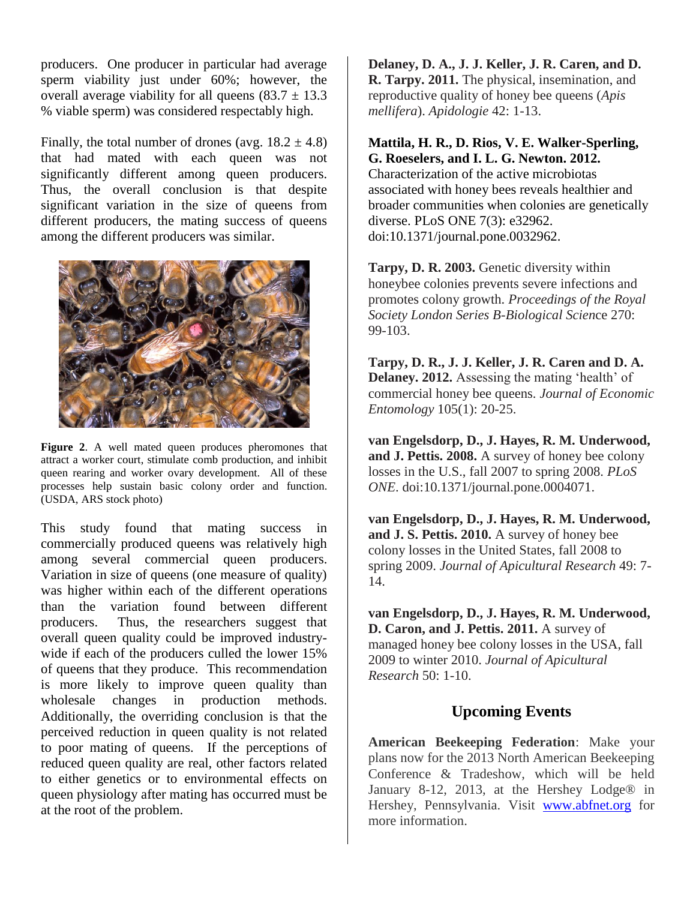producers. One producer in particular had average sperm viability just under 60%; however, the overall average viability for all queens ($83.7 \pm 13.3$ % viable sperm) was considered respectably high.

Finally, the total number of drones (avg. $18.2 \pm 4.8$) that had mated with each queen was not significantly different among queen producers. Thus, the overall conclusion is that despite significant variation in the size of queens from different producers, the mating success of queens among the different producers was similar.

**Figure 2**. A well mated queen produces pheromones that attract a worker court, stimulate comb production, and inhibit queen rearing and worker ovary development. All of these processes help sustain basic colony order and function. (USDA, ARS stock photo)

This study found that mating success in commercially produced queens was relatively high among several commercial queen producers. Variation in size of queens (one measure of quality) was higher within each of the different operations than the variation found between different producers. Thus, the researchers suggest that overall queen quality could be improved industry-wide if each of the producers culled the lower 15% of queens that they produce. This recommendation is more likely to improve queen quality than wholesale changes in production methods. Additionally, the overriding conclusion is that the perceived reduction in queen quality is not related to poor mating of queens. If the perceptions of reduced queen quality are real, other factors related to either genetics or to environmental effects on queen physiology after mating has occurred must be at the root of the problem.

**Delaney, D. A., J. J. Keller, J. R. Caren, and D. R. Tarpy. 2011.** The physical, insemination, and reproductive quality of honey bee queens (*Apis mellifera*). *Apidologie* 42: 1-13.

**Mattila, H. R., D. Rios, V. E. Walker-Sperling, G. Roeselers, and I. L. G. Newton. 2012.** Characterization of the active microbiotas associated with honey bees reveals healthier and broader communities when colonies are genetically diverse. PLoS ONE 7(3): e32962. doi:10.1371/journal.pone.0032962.

**Tarpy, D. R. 2003.** Genetic diversity within honeybee colonies prevents severe infections and promotes colony growth. *Proceedings of the Royal Society London Series B-Biological Scien*ce 270: 99-103.

**Tarpy, D. R., J. J. Keller, J. R. Caren and D. A. Delaney. 2012.** Assessing the mating 'health' of commercial honey bee queens. *Journal of Economic Entomology* 105(1): 20-25.

**van Engelsdorp, D., J. Hayes, R. M. Underwood, and J. Pettis. 2008.** A survey of honey bee colony losses in the U.S., fall 2007 to spring 2008. *PLoS ONE*. doi:10.1371/journal.pone.0004071.

**van Engelsdorp, D., J. Hayes, R. M. Underwood, and J. S. Pettis. 2010.** A survey of honey bee colony losses in the United States, fall 2008 to spring 2009. *Journal of Apicultural Research* 49: 7-14.

**van Engelsdorp, D., J. Hayes, R. M. Underwood, D. Caron, and J. Pettis. 2011.** A survey of managed honey bee colony losses in the USA, fall 2009 to winter 2010. *Journal of Apicultural Research* 50: 1-10.

## Upcoming Events

**American Beekeeping Federation**: Make your plans now for the 2013 North American Beekeeping Conference & Tradeshow, which will be held January 8-12, 2013, at the Hershey Lodge® in Hershey, Pennsylvania. Visit www.abfnet.org for more information.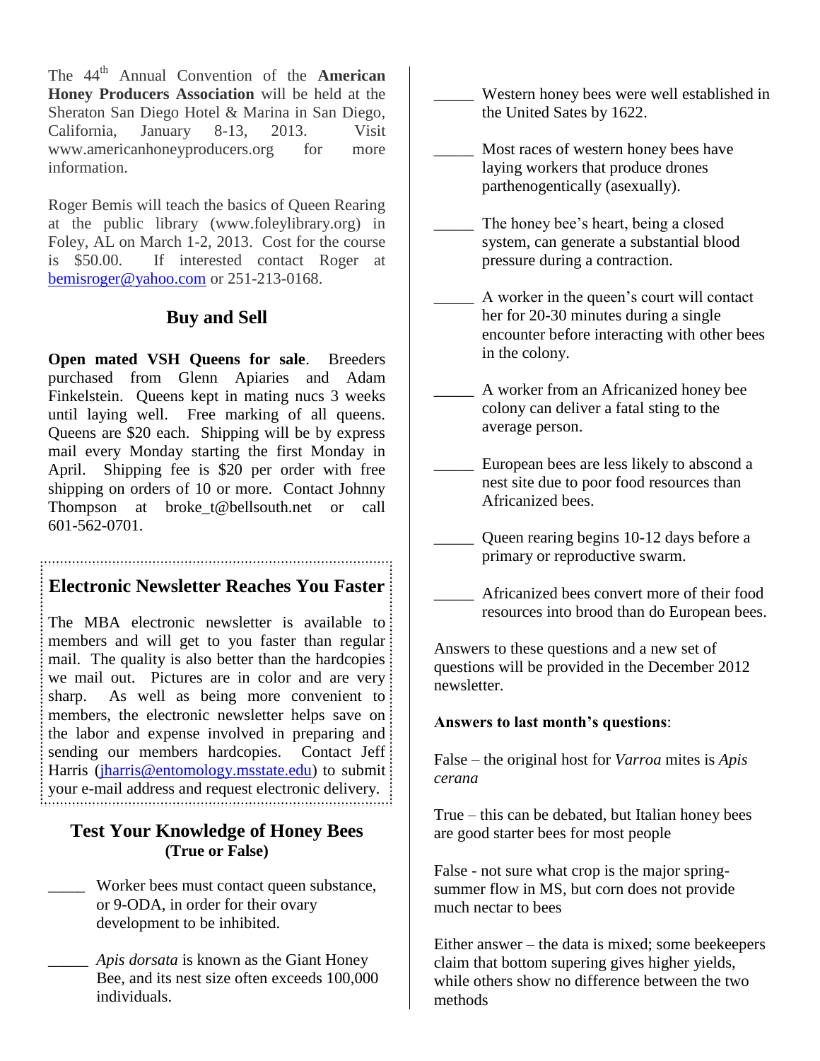The 44th Annual Convention of the **American Honey Producers Association** will be held at the Sheraton San Diego Hotel & Marina in San Diego, California, January 8-13, 2013. Visit www.americanhoneyproducers.org for more information.

Roger Bemis will teach the basics of Queen Rearing at the public library (www.foleylibrary.org) in Foley, AL on March 1-2, 2013. Cost for the course is $50.00. If interested contact Roger at bemisroger@yahoo.com or 251-213-0168.

## Buy and Sell

**Open mated VSH Queens for sale**. Breeders purchased from Glenn Apiaries and Adam Finkelstein. Queens kept in mating nucs 3 weeks until laying well. Free marking of all queens. Queens are $20 each. Shipping will be by express mail every Monday starting the first Monday in April. Shipping fee is $20 per order with free shipping on orders of 10 or more. Contact Johnny Thompson at broke_t@bellsouth.net or call 601-562-0701.

## Electronic Newsletter Reaches You Faster

The MBA electronic newsletter is available to members and will get to you faster than regular mail. The quality is also better than the hardcopies we mail out. Pictures are in color and are very sharp. As well as being more convenient to members, the electronic newsletter helps save on the labor and expense involved in preparing and sending our members hardcopies. Contact Jeff Harris (jharris@entomology.msstate.edu) to submit your e-mail address and request electronic delivery.

## Test Your Knowledge of Honey Bees
**(True or False)**

_____ Worker bees must contact queen substance, or 9-ODA, in order for their ovary development to be inhibited.

_____ *Apis dorsata* is known as the Giant Honey Bee, and its nest size often exceeds 100,000 individuals.

_____ Western honey bees were well established in the United Sates by 1622.

_____ Most races of western honey bees have laying workers that produce drones parthenogentically (asexually).

_____ The honey bee's heart, being a closed system, can generate a substantial blood pressure during a contraction.

_____ A worker in the queen's court will contact her for 20-30 minutes during a single encounter before interacting with other bees in the colony.

_____ A worker from an Africanized honey bee colony can deliver a fatal sting to the average person.

_____ European bees are less likely to abscond a nest site due to poor food resources than Africanized bees.

_____ Queen rearing begins 10-12 days before a primary or reproductive swarm.

_____ Africanized bees convert more of their food resources into brood than do European bees.

Answers to these questions and a new set of questions will be provided in the December 2012 newsletter.

**Answers to last month's questions**:

False – the original host for *Varroa* mites is *Apis cerana*

True – this can be debated, but Italian honey bees are good starter bees for most people

False - not sure what crop is the major spring-summer flow in MS, but corn does not provide much nectar to bees

Either answer – the data is mixed; some beekeepers claim that bottom supering gives higher yields, while others show no difference between the two methods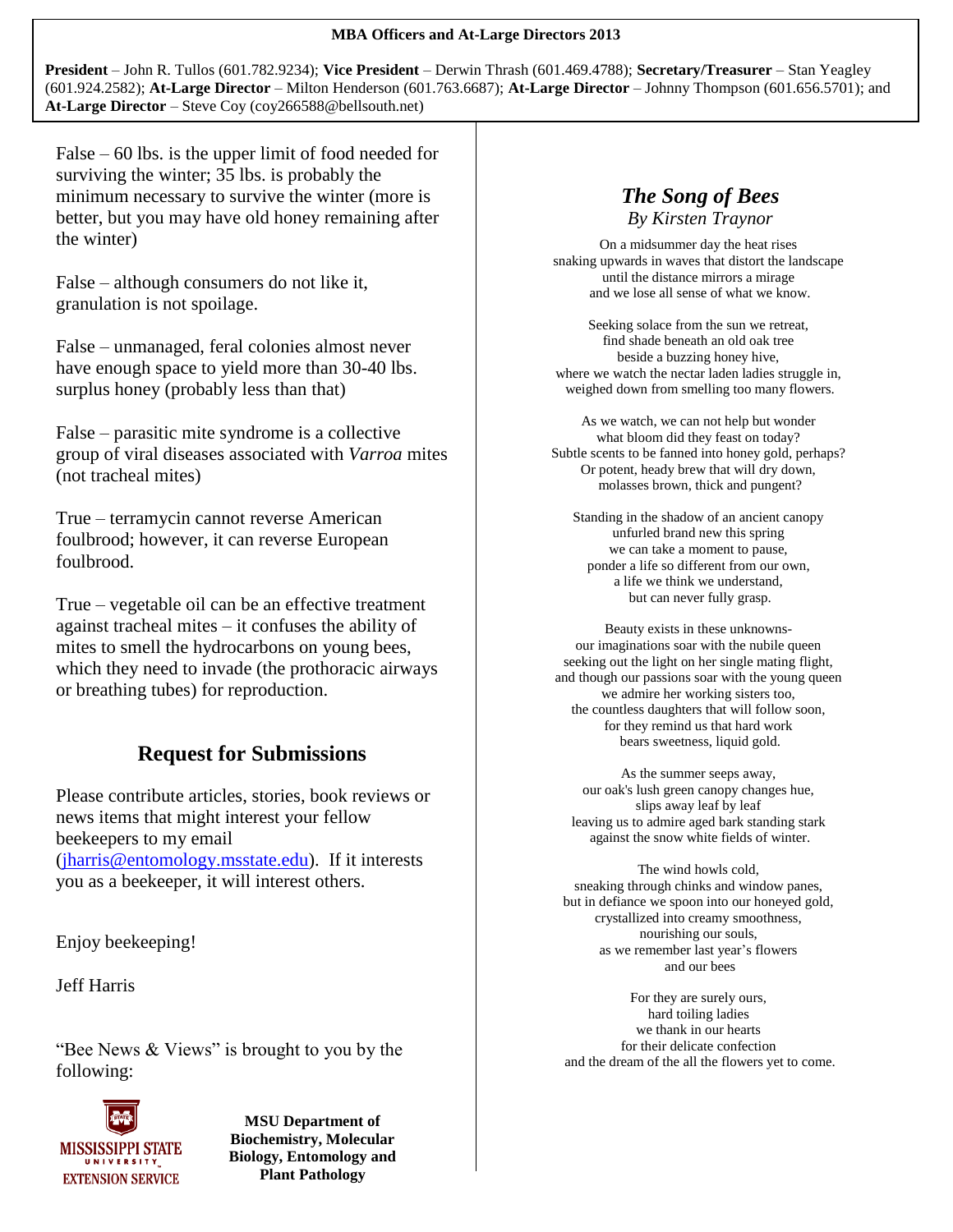**MBA Officers and At-Large Directors 2013**

**President** – John R. Tullos (601.782.9234); **Vice President** – Derwin Thrash (601.469.4788); **Secretary/Treasurer** – Stan Yeagley (601.924.2582); **At-Large Director** – Milton Henderson (601.763.6687); **At-Large Director** – Johnny Thompson (601.656.5701); and **At-Large Director** – Steve Coy (coy266588@bellsouth.net)

False – 60 lbs. is the upper limit of food needed for surviving the winter; 35 lbs. is probably the minimum necessary to survive the winter (more is better, but you may have old honey remaining after the winter)

False – although consumers do not like it, granulation is not spoilage.

False – unmanaged, feral colonies almost never have enough space to yield more than 30-40 lbs. surplus honey (probably less than that)

False – parasitic mite syndrome is a collective group of viral diseases associated with *Varroa* mites (not tracheal mites)

True – terramycin cannot reverse American foulbrood; however, it can reverse European foulbrood.

True – vegetable oil can be an effective treatment against tracheal mites – it confuses the ability of mites to smell the hydrocarbons on young bees, which they need to invade (the prothoracic airways or breathing tubes) for reproduction.

## Request for Submissions

Please contribute articles, stories, book reviews or news items that might interest your fellow beekeepers to my email (jharris@entomology.msstate.edu). If it interests you as a beekeeper, it will interest others.

Enjoy beekeeping!

Jeff Harris

"Bee News & Views" is brought to you by the following:

MISSISSIPPI STATE UNIVERSITY EXTENSION SERVICE

**MSU Department of Biochemistry, Molecular Biology, Entomology and Plant Pathology**

## *The Song of Bees*

*By Kirsten Traynor*

On a midsummer day the heat rises
snaking upwards in waves that distort the landscape
until the distance mirrors a mirage
and we lose all sense of what we know.

Seeking solace from the sun we retreat,
find shade beneath an old oak tree
beside a buzzing honey hive,
where we watch the nectar laden ladies struggle in,
weighed down from smelling too many flowers.

As we watch, we can not help but wonder
what bloom did they feast on today?
Subtle scents to be fanned into honey gold, perhaps?
Or potent, heady brew that will dry down,
molasses brown, thick and pungent?

Standing in the shadow of an ancient canopy
unfurled brand new this spring
we can take a moment to pause,
ponder a life so different from our own,
a life we think we understand,
but can never fully grasp.

Beauty exists in these unknowns-
our imaginations soar with the nubile queen
seeking out the light on her single mating flight,
and though our passions soar with the young queen
we admire her working sisters too,
the countless daughters that will follow soon,
for they remind us that hard work
bears sweetness, liquid gold.

As the summer seeps away,
our oak's lush green canopy changes hue,
slips away leaf by leaf
leaving us to admire aged bark standing stark
against the snow white fields of winter.

The wind howls cold,
sneaking through chinks and window panes,
but in defiance we spoon into our honeyed gold,
crystallized into creamy smoothness,
nourishing our souls,
as we remember last year's flowers
and our bees

For they are surely ours,
hard toiling ladies
we thank in our hearts
for their delicate confection
and the dream of the all the flowers yet to come.